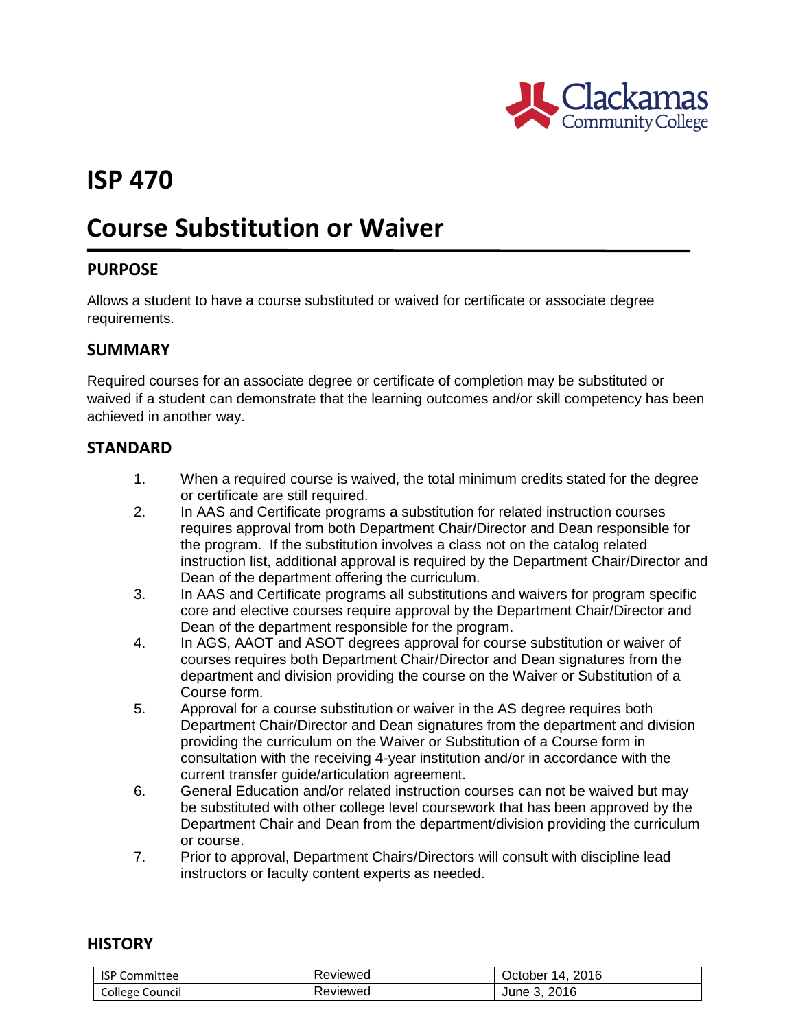# ISP 470

# Course Substitution or Waiver

## PURPOSE

Allows a student to have a course substituted or waived for certificate or associate degree requirements.

## SUMMARY

Required courses for an associate degree or certificate of completion may be substituted or waived if a student can demonstrate that the learning outcomes and/or skill competency has been achieved in another way.

## STANDARD

1. When a required course is waived, the total minimum credits stated for the degree or certificate are still required.
2. In AAS and Certificate programs a substitution for related instruction courses requires approval from both Department Chair/Director and Dean responsible for the program. If the substitution involves a class not on the catalog related instruction list, additional approval is required by the Department Chair/Director and Dean of the department offering the curriculum.
3. In AAS and Certificate programs all substitutions and waivers for program specific core and elective courses require approval by the Department Chair/Director and Dean of the department responsible for the program.
4. In AGS, AAOT and ASOT degrees approval for course substitution or waiver of courses requires both Department Chair/Director and Dean signatures from the department and division providing the course on the Waiver or Substitution of a Course form.
5. Approval for a course substitution or waiver in the AS degree requires both Department Chair/Director and Dean signatures from the department and division providing the curriculum on the Waiver or Substitution of a Course form in consultation with the receiving 4-year institution and/or in accordance with the current transfer guide/articulation agreement.
6. General Education and/or related instruction courses can not be waived but may be substituted with other college level coursework that has been approved by the Department Chair and Dean from the department/division providing the curriculum or course.
7. Prior to approval, Department Chairs/Directors will consult with discipline lead instructors or faculty content experts as needed.

## HISTORY

| | | |
|---|---|---|
| ISP Committee | Reviewed | October 14, 2016 |
| College Council | Reviewed | June 3, 2016 |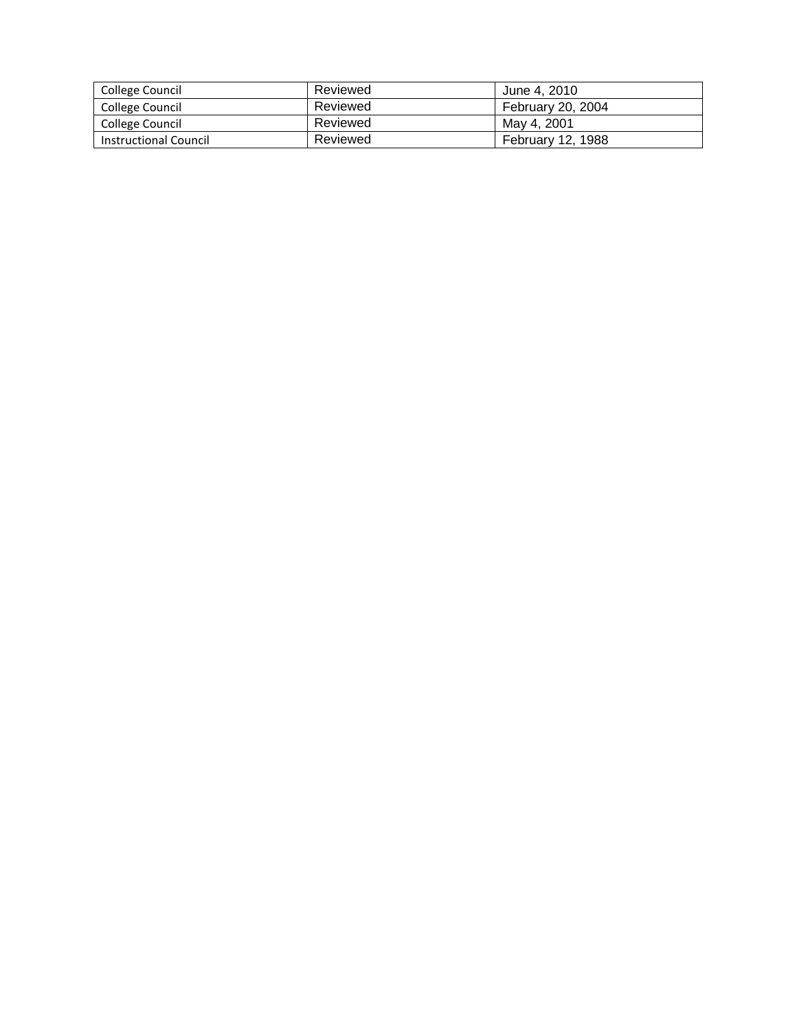| | | |
|---|---|---|
| College Council | Reviewed | June 4, 2010 |
| College Council | Reviewed | February 20, 2004 |
| College Council | Reviewed | May 4, 2001 |
| Instructional Council | Reviewed | February 12, 1988 |